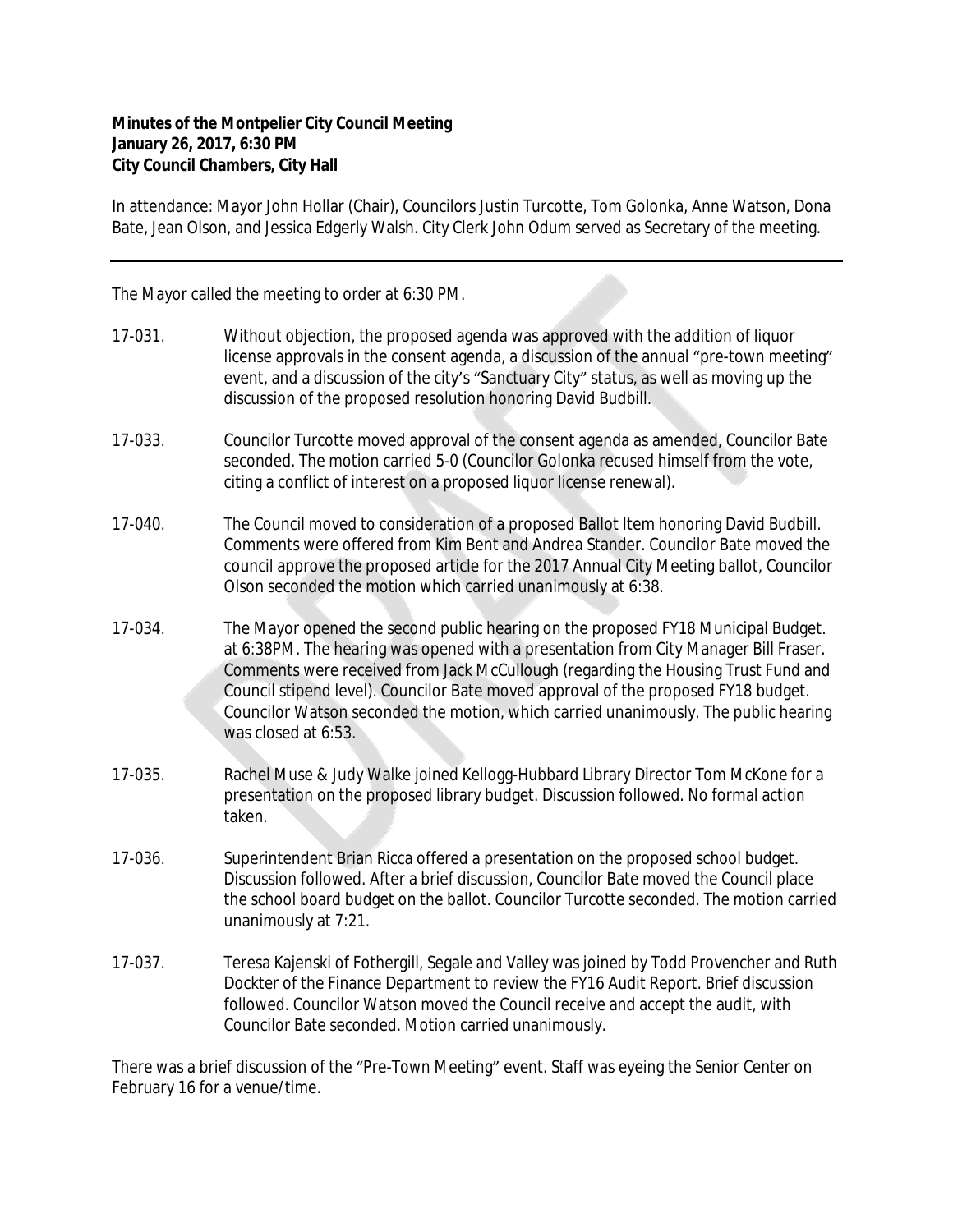**Minutes of the Montpelier City Council Meeting**
**January 26, 2017, 6:30 PM**
**City Council Chambers, City Hall**

In attendance: Mayor John Hollar (Chair), Councilors Justin Turcotte, Tom Golonka, Anne Watson, Dona Bate, Jean Olson, and Jessica Edgerly Walsh. City Clerk John Odum served as Secretary of the meeting.

---

The Mayor called the meeting to order at 6:30 PM.

17-031. Without objection, the proposed agenda was approved with the addition of liquor license approvals in the consent agenda, a discussion of the annual "pre-town meeting" event, and a discussion of the city's "Sanctuary City" status, as well as moving up the discussion of the proposed resolution honoring David Budbill.

17-033. Councilor Turcotte moved approval of the consent agenda as amended, Councilor Bate seconded. The motion carried 5-0 (Councilor Golonka recused himself from the vote, citing a conflict of interest on a proposed liquor license renewal).

17-040. The Council moved to consideration of a proposed Ballot Item honoring David Budbill. Comments were offered from Kim Bent and Andrea Stander. Councilor Bate moved the council approve the proposed article for the 2017 Annual City Meeting ballot, Councilor Olson seconded the motion which carried unanimously at 6:38.

17-034. The Mayor opened the second public hearing on the proposed FY18 Municipal Budget. at 6:38PM. The hearing was opened with a presentation from City Manager Bill Fraser. Comments were received from Jack McCullough (regarding the Housing Trust Fund and Council stipend level). Councilor Bate moved approval of the proposed FY18 budget. Councilor Watson seconded the motion, which carried unanimously. The public hearing was closed at 6:53.

17-035. Rachel Muse & Judy Walke joined Kellogg-Hubbard Library Director Tom McKone for a presentation on the proposed library budget. Discussion followed. No formal action taken.

17-036. Superintendent Brian Ricca offered a presentation on the proposed school budget. Discussion followed. After a brief discussion, Councilor Bate moved the Council place the school board budget on the ballot. Councilor Turcotte seconded. The motion carried unanimously at 7:21.

17-037. Teresa Kajenski of Fothergill, Segale and Valley was joined by Todd Provencher and Ruth Dockter of the Finance Department to review the FY16 Audit Report. Brief discussion followed. Councilor Watson moved the Council receive and accept the audit, with Councilor Bate seconded. Motion carried unanimously.

There was a brief discussion of the "Pre-Town Meeting" event. Staff was eyeing the Senior Center on February 16 for a venue/time.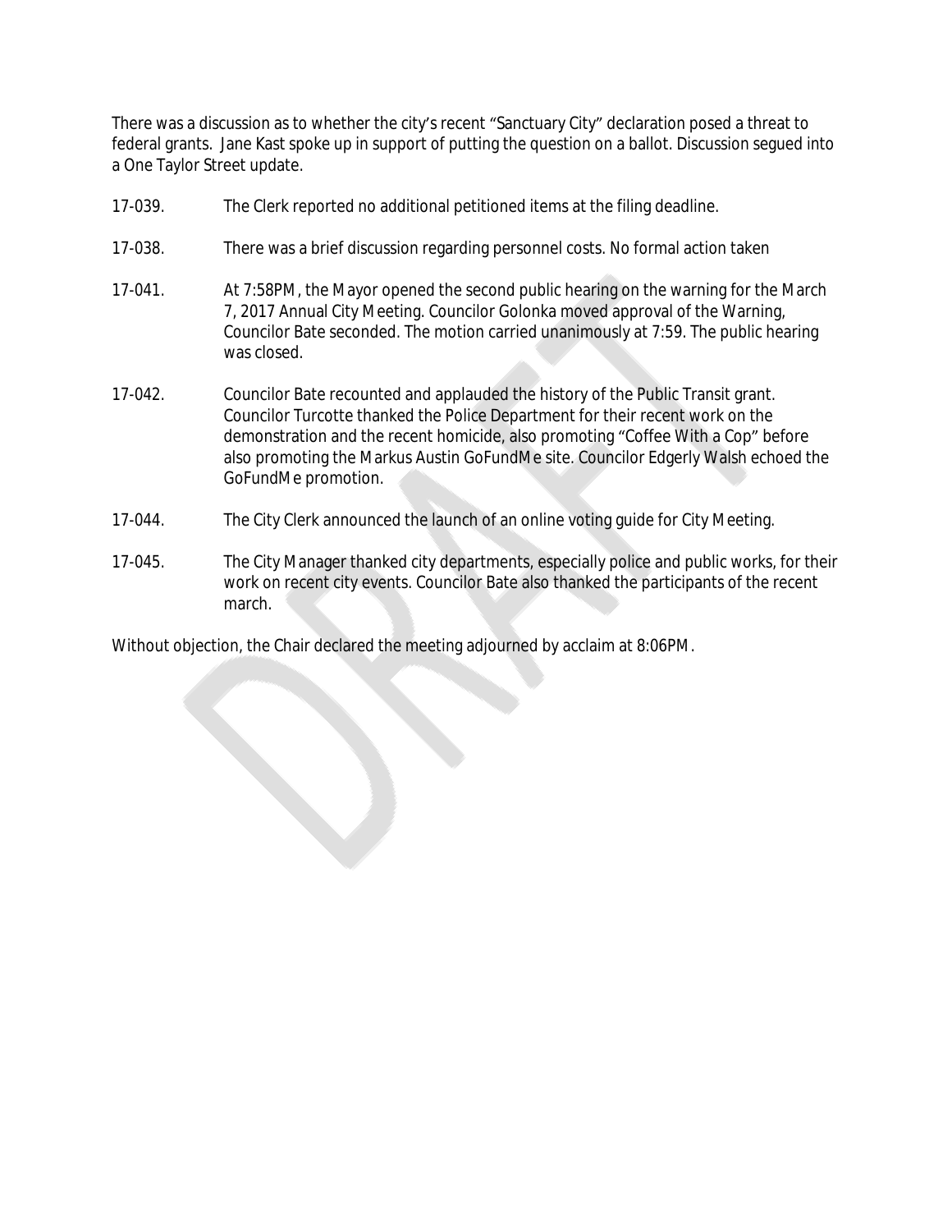There was a discussion as to whether the city's recent "Sanctuary City" declaration posed a threat to federal grants. Jane Kast spoke up in support of putting the question on a ballot. Discussion segued into a One Taylor Street update.

17-039. The Clerk reported no additional petitioned items at the filing deadline.

17-038. There was a brief discussion regarding personnel costs. No formal action taken

17-041. At 7:58PM, the Mayor opened the second public hearing on the warning for the March 7, 2017 Annual City Meeting. Councilor Golonka moved approval of the Warning, Councilor Bate seconded. The motion carried unanimously at 7:59. The public hearing was closed.

17-042. Councilor Bate recounted and applauded the history of the Public Transit grant. Councilor Turcotte thanked the Police Department for their recent work on the demonstration and the recent homicide, also promoting "Coffee With a Cop" before also promoting the Markus Austin GoFundMe site. Councilor Edgerly Walsh echoed the GoFundMe promotion.

17-044. The City Clerk announced the launch of an online voting guide for City Meeting.

17-045. The City Manager thanked city departments, especially police and public works, for their work on recent city events. Councilor Bate also thanked the participants of the recent march.

Without objection, the Chair declared the meeting adjourned by acclaim at 8:06PM.